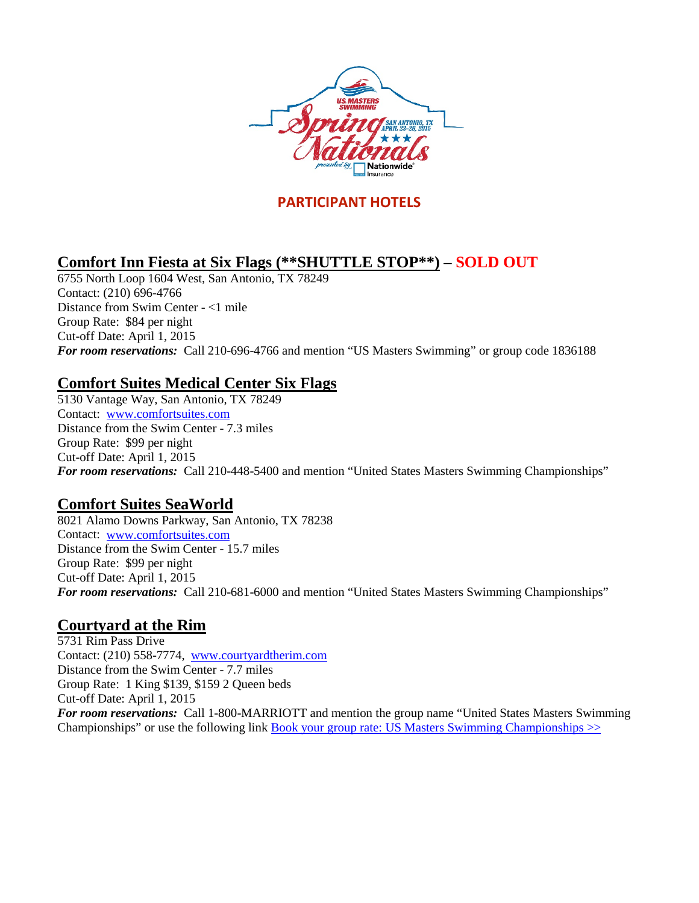# PARTICIPANT HOTELS

## Comfort Inn Fiesta at Six Flags (**SHUTTLE STOP**) – SOLD OUT

6755 North Loop 1604 West, San Antonio, TX 78249
Contact: (210) 696-4766
Distance from Swim Center - <1 mile
Group Rate: $84 per night
Cut-off Date: April 1, 2015
***For room reservations:*** Call 210-696-4766 and mention "US Masters Swimming" or group code 1836188

## Comfort Suites Medical Center Six Flags

5130 Vantage Way, San Antonio, TX 78249
Contact: www.comfortsuites.com
Distance from the Swim Center - 7.3 miles
Group Rate: $99 per night
Cut-off Date: April 1, 2015
***For room reservations:*** Call 210-448-5400 and mention "United States Masters Swimming Championships"

## Comfort Suites SeaWorld

8021 Alamo Downs Parkway, San Antonio, TX 78238
Contact: www.comfortsuites.com
Distance from the Swim Center - 15.7 miles
Group Rate: $99 per night
Cut-off Date: April 1, 2015
***For room reservations:*** Call 210-681-6000 and mention "United States Masters Swimming Championships"

## Courtyard at the Rim

5731 Rim Pass Drive
Contact: (210) 558-7774, www.courtyardtherim.com
Distance from the Swim Center - 7.7 miles
Group Rate: 1 King $139, $159 2 Queen beds
Cut-off Date: April 1, 2015
***For room reservations:*** Call 1-800-MARRIOTT and mention the group name "United States Masters Swimming Championships" or use the following link Book your group rate: US Masters Swimming Championships >>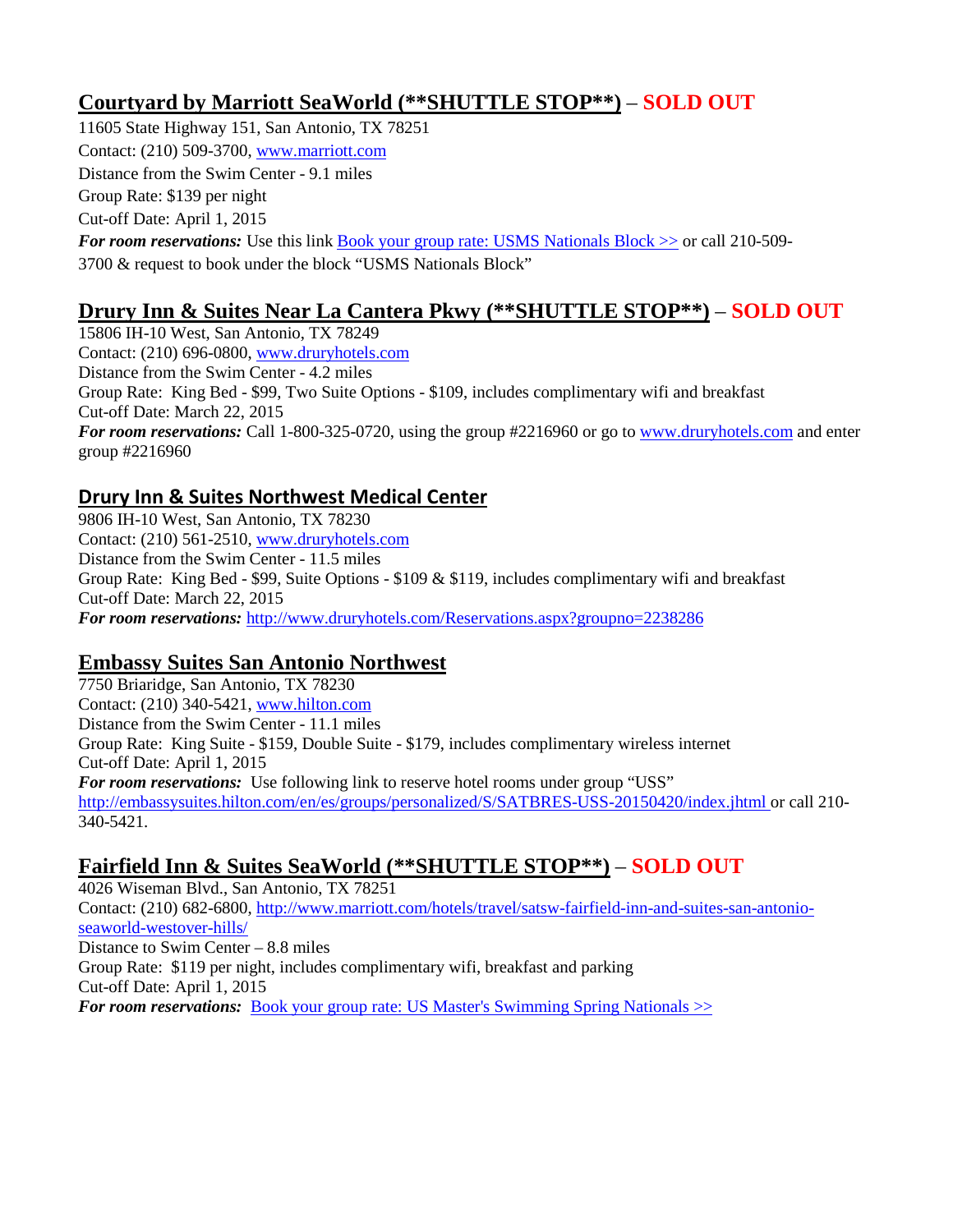## Courtyard by Marriott SeaWorld (**SHUTTLE STOP**) – SOLD OUT

11605 State Highway 151, San Antonio, TX 78251

Contact: (210) 509-3700, www.marriott.com

Distance from the Swim Center - 9.1 miles

Group Rate: $139 per night

Cut-off Date: April 1, 2015

***For room reservations:*** Use this link Book your group rate: USMS Nationals Block >> or call 210-509-3700 & request to book under the block "USMS Nationals Block"

## Drury Inn & Suites Near La Cantera Pkwy (**SHUTTLE STOP**) – SOLD OUT

15806 IH-10 West, San Antonio, TX 78249

Contact: (210) 696-0800, www.druryhotels.com

Distance from the Swim Center - 4.2 miles

Group Rate: King Bed - $99, Two Suite Options - $109, includes complimentary wifi and breakfast

Cut-off Date: March 22, 2015

***For room reservations:*** Call 1-800-325-0720, using the group #2216960 or go to www.druryhotels.com and enter group #2216960

## Drury Inn & Suites Northwest Medical Center

9806 IH-10 West, San Antonio, TX 78230

Contact: (210) 561-2510, www.druryhotels.com

Distance from the Swim Center - 11.5 miles

Group Rate: King Bed - $99, Suite Options - $109 & $119, includes complimentary wifi and breakfast

Cut-off Date: March 22, 2015

***For room reservations:*** http://www.druryhotels.com/Reservations.aspx?groupno=2238286

## Embassy Suites San Antonio Northwest

7750 Briaridge, San Antonio, TX 78230

Contact: (210) 340-5421, www.hilton.com

Distance from the Swim Center - 11.1 miles

Group Rate: King Suite - $159, Double Suite - $179, includes complimentary wireless internet

Cut-off Date: April 1, 2015

***For room reservations:*** Use following link to reserve hotel rooms under group "USS" http://embassysuites.hilton.com/en/es/groups/personalized/S/SATBRES-USS-20150420/index.jhtml or call 210-340-5421.

## Fairfield Inn & Suites SeaWorld (**SHUTTLE STOP**) – SOLD OUT

4026 Wiseman Blvd., San Antonio, TX 78251

Contact: (210) 682-6800, http://www.marriott.com/hotels/travel/satsw-fairfield-inn-and-suites-san-antonio-seaworld-westover-hills/

Distance to Swim Center – 8.8 miles

Group Rate: $119 per night, includes complimentary wifi, breakfast and parking

Cut-off Date: April 1, 2015

***For room reservations:*** Book your group rate: US Master's Swimming Spring Nationals >>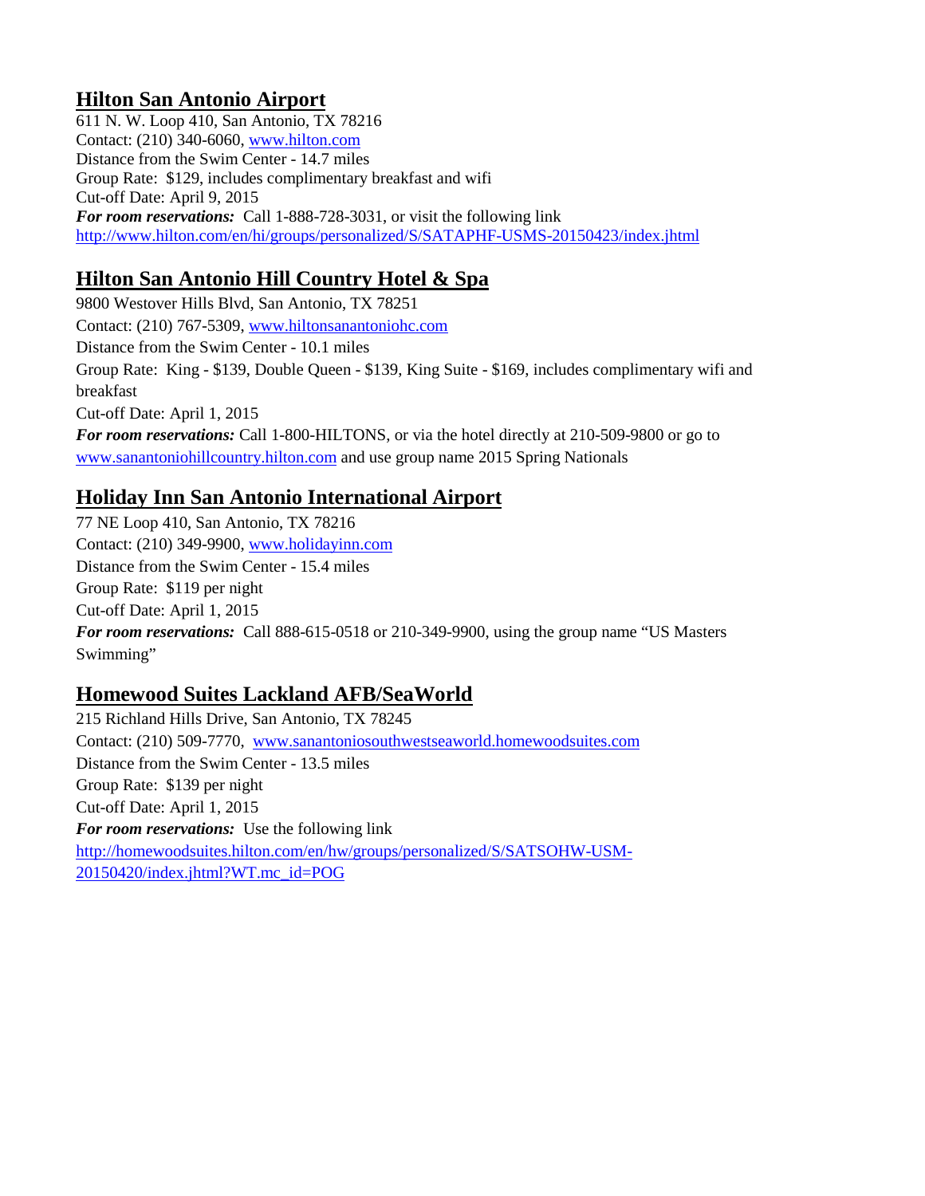## Hilton San Antonio Airport

611 N. W. Loop 410, San Antonio, TX 78216
Contact: (210) 340-6060, www.hilton.com
Distance from the Swim Center - 14.7 miles
Group Rate: $129, includes complimentary breakfast and wifi
Cut-off Date: April 9, 2015
***For room reservations:*** Call 1-888-728-3031, or visit the following link
http://www.hilton.com/en/hi/groups/personalized/S/SATAPHF-USMS-20150423/index.jhtml

## Hilton San Antonio Hill Country Hotel & Spa

9800 Westover Hills Blvd, San Antonio, TX 78251
Contact: (210) 767-5309, www.hiltonsanantoniohc.com
Distance from the Swim Center - 10.1 miles
Group Rate: King - $139, Double Queen - $139, King Suite - $169, includes complimentary wifi and breakfast
Cut-off Date: April 1, 2015
***For room reservations:*** Call 1-800-HILTONS, or via the hotel directly at 210-509-9800 or go to www.sanantoniohillcountry.hilton.com and use group name 2015 Spring Nationals

## Holiday Inn San Antonio International Airport

77 NE Loop 410, San Antonio, TX 78216
Contact: (210) 349-9900, www.holidayinn.com
Distance from the Swim Center - 15.4 miles
Group Rate: $119 per night
Cut-off Date: April 1, 2015
***For room reservations:*** Call 888-615-0518 or 210-349-9900, using the group name "US Masters Swimming"

## Homewood Suites Lackland AFB/SeaWorld

215 Richland Hills Drive, San Antonio, TX 78245
Contact: (210) 509-7770, www.sanantoniosouthwestseaworld.homewoodsuites.com
Distance from the Swim Center - 13.5 miles
Group Rate: $139 per night
Cut-off Date: April 1, 2015
***For room reservations:*** Use the following link
http://homewoodsuites.hilton.com/en/hw/groups/personalized/S/SATSOHW-USM-20150420/index.jhtml?WT.mc_id=POG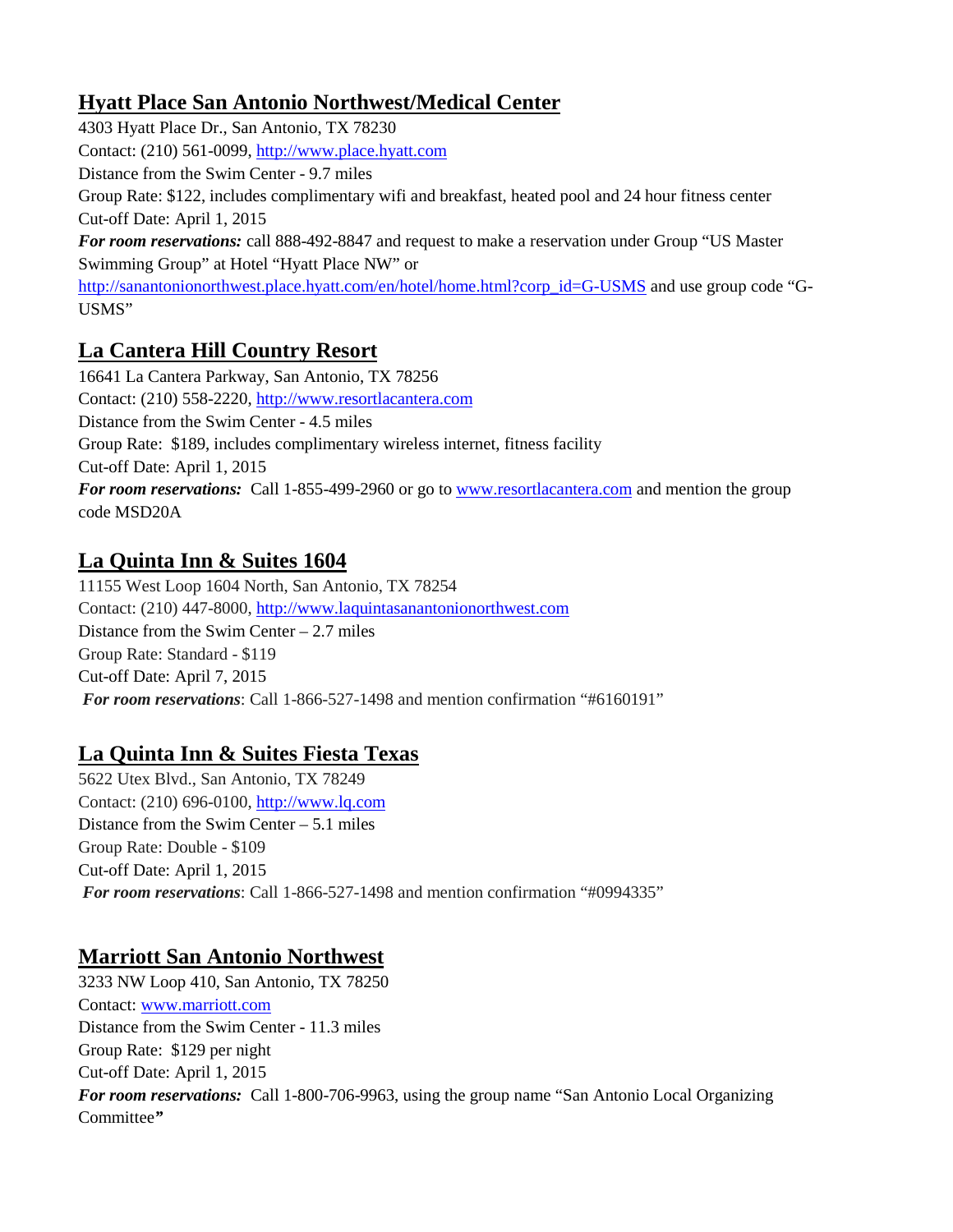## Hyatt Place San Antonio Northwest/Medical Center

4303 Hyatt Place Dr., San Antonio, TX 78230
Contact: (210) 561-0099, http://www.place.hyatt.com
Distance from the Swim Center - 9.7 miles
Group Rate: $122, includes complimentary wifi and breakfast, heated pool and 24 hour fitness center
Cut-off Date: April 1, 2015
***For room reservations:*** call 888-492-8847 and request to make a reservation under Group "US Master Swimming Group" at Hotel "Hyatt Place NW" or http://sanantonionorthwest.place.hyatt.com/en/hotel/home.html?corp_id=G-USMS and use group code "G-USMS"

## La Cantera Hill Country Resort

16641 La Cantera Parkway, San Antonio, TX 78256
Contact: (210) 558-2220, http://www.resortlacantera.com
Distance from the Swim Center - 4.5 miles
Group Rate: $189, includes complimentary wireless internet, fitness facility
Cut-off Date: April 1, 2015
***For room reservations:*** Call 1-855-499-2960 or go to www.resortlacantera.com and mention the group code MSD20A

## La Quinta Inn & Suites 1604

11155 West Loop 1604 North, San Antonio, TX 78254
Contact: (210) 447-8000, http://www.laquintasanantonionorthwest.com
Distance from the Swim Center – 2.7 miles
Group Rate: Standard - $119
Cut-off Date: April 7, 2015
***For room reservations***: Call 1-866-527-1498 and mention confirmation "#6160191"

## La Quinta Inn & Suites Fiesta Texas

5622 Utex Blvd., San Antonio, TX 78249
Contact: (210) 696-0100, http://www.lq.com
Distance from the Swim Center – 5.1 miles
Group Rate: Double - $109
Cut-off Date: April 1, 2015
***For room reservations***: Call 1-866-527-1498 and mention confirmation "#0994335"

## Marriott San Antonio Northwest

3233 NW Loop 410, San Antonio, TX 78250
Contact: www.marriott.com
Distance from the Swim Center - 11.3 miles
Group Rate: $129 per night
Cut-off Date: April 1, 2015
***For room reservations:*** Call 1-800-706-9963, using the group name "San Antonio Local Organizing Committee"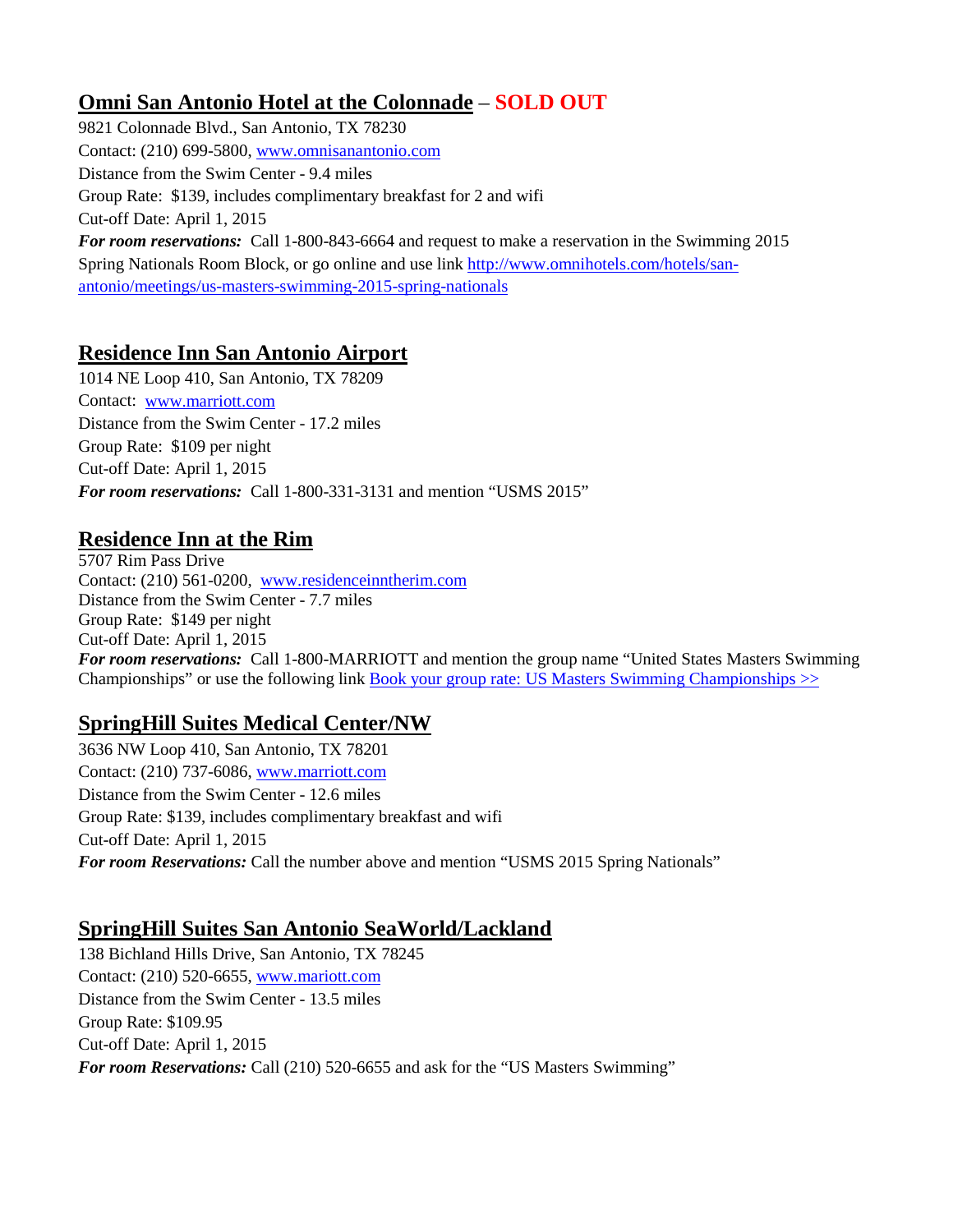## Omni San Antonio Hotel at the Colonnade – **SOLD OUT**

9821 Colonnade Blvd., San Antonio, TX 78230
Contact: (210) 699-5800, www.omnisanantonio.com
Distance from the Swim Center - 9.4 miles
Group Rate: $139, includes complimentary breakfast for 2 and wifi
Cut-off Date: April 1, 2015
***For room reservations:*** Call 1-800-843-6664 and request to make a reservation in the Swimming 2015 Spring Nationals Room Block, or go online and use link http://www.omnihotels.com/hotels/san-antonio/meetings/us-masters-swimming-2015-spring-nationals

## Residence Inn San Antonio Airport

1014 NE Loop 410, San Antonio, TX 78209
Contact: www.marriott.com
Distance from the Swim Center - 17.2 miles
Group Rate: $109 per night
Cut-off Date: April 1, 2015
***For room reservations:*** Call 1-800-331-3131 and mention "USMS 2015"

## Residence Inn at the Rim

5707 Rim Pass Drive
Contact: (210) 561-0200, www.residenceinntherim.com
Distance from the Swim Center - 7.7 miles
Group Rate: $149 per night
Cut-off Date: April 1, 2015
***For room reservations:*** Call 1-800-MARRIOTT and mention the group name "United States Masters Swimming Championships" or use the following link Book your group rate: US Masters Swimming Championships >>

## SpringHill Suites Medical Center/NW

3636 NW Loop 410, San Antonio, TX 78201
Contact: (210) 737-6086, www.marriott.com
Distance from the Swim Center - 12.6 miles
Group Rate: $139, includes complimentary breakfast and wifi
Cut-off Date: April 1, 2015
***For room Reservations:*** Call the number above and mention "USMS 2015 Spring Nationals"

## SpringHill Suites San Antonio SeaWorld/Lackland

138 Bichland Hills Drive, San Antonio, TX 78245
Contact: (210) 520-6655, www.mariott.com
Distance from the Swim Center - 13.5 miles
Group Rate: $109.95
Cut-off Date: April 1, 2015
***For room Reservations:*** Call (210) 520-6655 and ask for the "US Masters Swimming"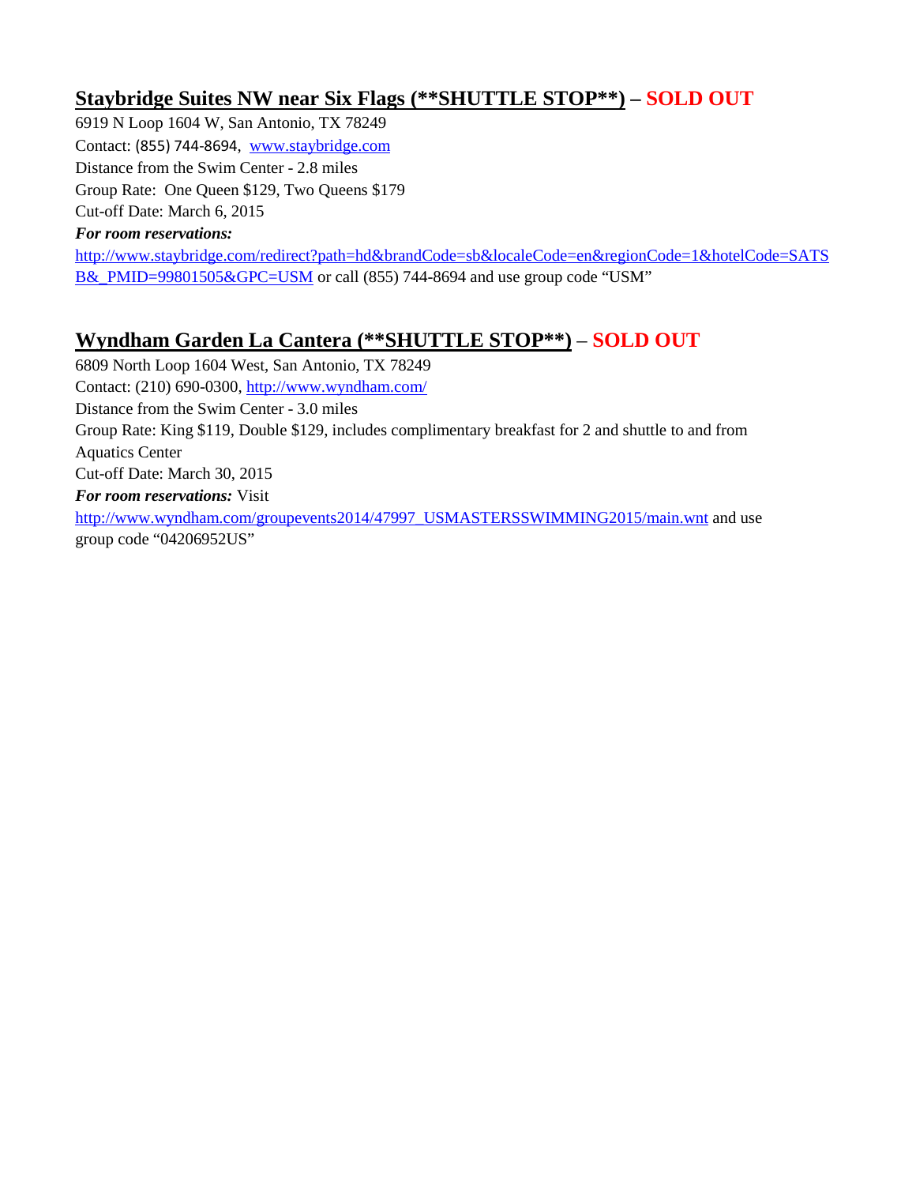## Staybridge Suites NW near Six Flags (**SHUTTLE STOP**) – SOLD OUT

6919 N Loop 1604 W, San Antonio, TX 78249
Contact: (855) 744-8694, www.staybridge.com
Distance from the Swim Center - 2.8 miles
Group Rate: One Queen $129, Two Queens $179
Cut-off Date: March 6, 2015
***For room reservations:***
http://www.staybridge.com/redirect?path=hd&brandCode=sb&localeCode=en&regionCode=1&hotelCode=SATSB&_PMID=99801505&GPC=USM or call (855) 744-8694 and use group code "USM"

## Wyndham Garden La Cantera (**SHUTTLE STOP**) – SOLD OUT

6809 North Loop 1604 West, San Antonio, TX 78249
Contact: (210) 690-0300, http://www.wyndham.com/
Distance from the Swim Center - 3.0 miles
Group Rate: King $119, Double $129, includes complimentary breakfast for 2 and shuttle to and from Aquatics Center
Cut-off Date: March 30, 2015
***For room reservations:*** Visit
http://www.wyndham.com/groupevents2014/47997_USMASTERSSWIMMING2015/main.wnt and use group code "04206952US"